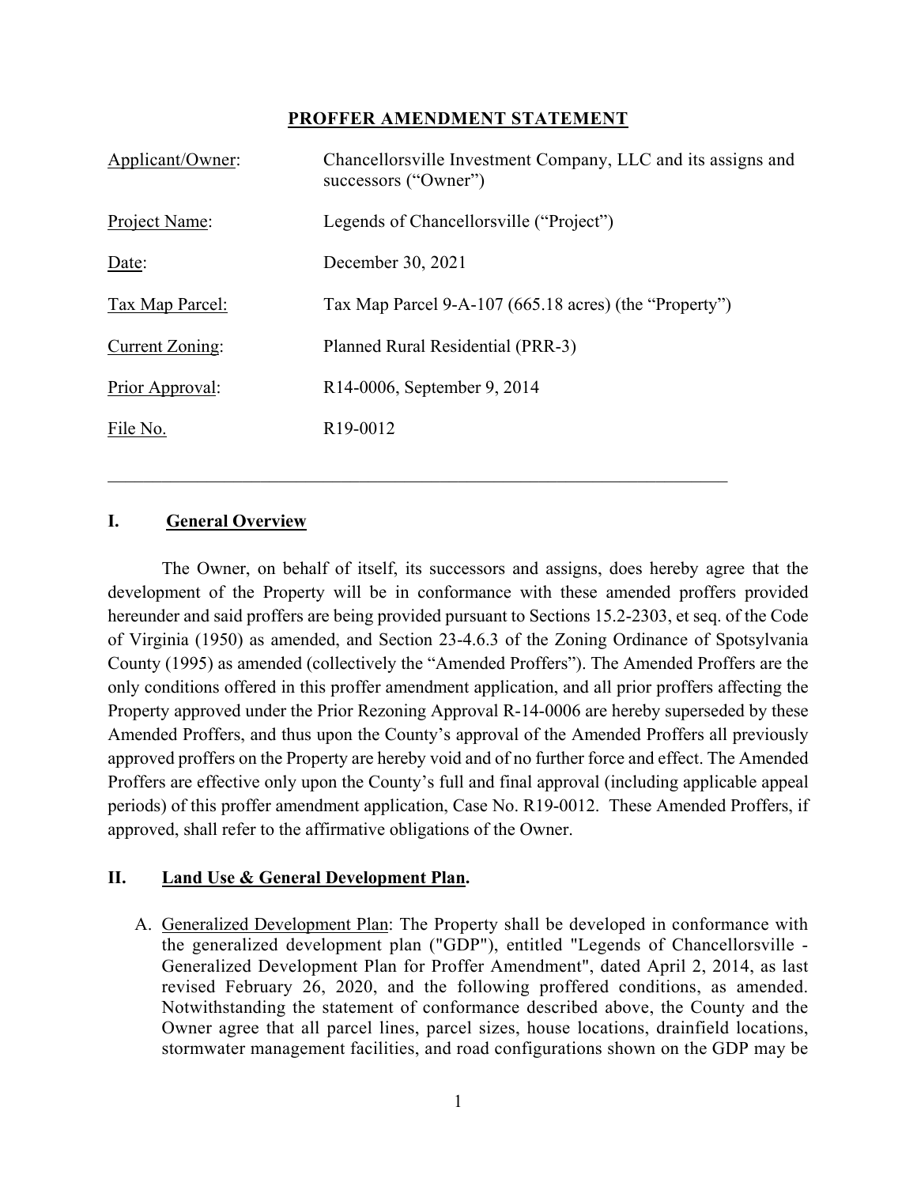# PROFFER AMENDMENT STATEMENT

| | |
|---|---|
| Applicant/Owner: | Chancellorsville Investment Company, LLC and its assigns and successors ("Owner") |
| Project Name: | Legends of Chancellorsville ("Project") |
| Date: | December 30, 2021 |
| Tax Map Parcel: | Tax Map Parcel 9-A-107 (665.18 acres) (the "Property") |
| Current Zoning: | Planned Rural Residential (PRR-3) |
| Prior Approval: | R14-0006, September 9, 2014 |
| File No. | R19-0012 |

---

## I. General Overview

The Owner, on behalf of itself, its successors and assigns, does hereby agree that the development of the Property will be in conformance with these amended proffers provided hereunder and said proffers are being provided pursuant to Sections 15.2-2303, et seq. of the Code of Virginia (1950) as amended, and Section 23-4.6.3 of the Zoning Ordinance of Spotsylvania County (1995) as amended (collectively the "Amended Proffers"). The Amended Proffers are the only conditions offered in this proffer amendment application, and all prior proffers affecting the Property approved under the Prior Rezoning Approval R-14-0006 are hereby superseded by these Amended Proffers, and thus upon the County's approval of the Amended Proffers all previously approved proffers on the Property are hereby void and of no further force and effect. The Amended Proffers are effective only upon the County's full and final approval (including applicable appeal periods) of this proffer amendment application, Case No. R19-0012. These Amended Proffers, if approved, shall refer to the affirmative obligations of the Owner.

## II. Land Use & General Development Plan.

A. Generalized Development Plan: The Property shall be developed in conformance with the generalized development plan ("GDP"), entitled "Legends of Chancellorsville - Generalized Development Plan for Proffer Amendment", dated April 2, 2014, as last revised February 26, 2020, and the following proffered conditions, as amended. Notwithstanding the statement of conformance described above, the County and the Owner agree that all parcel lines, parcel sizes, house locations, drainfield locations, stormwater management facilities, and road configurations shown on the GDP may be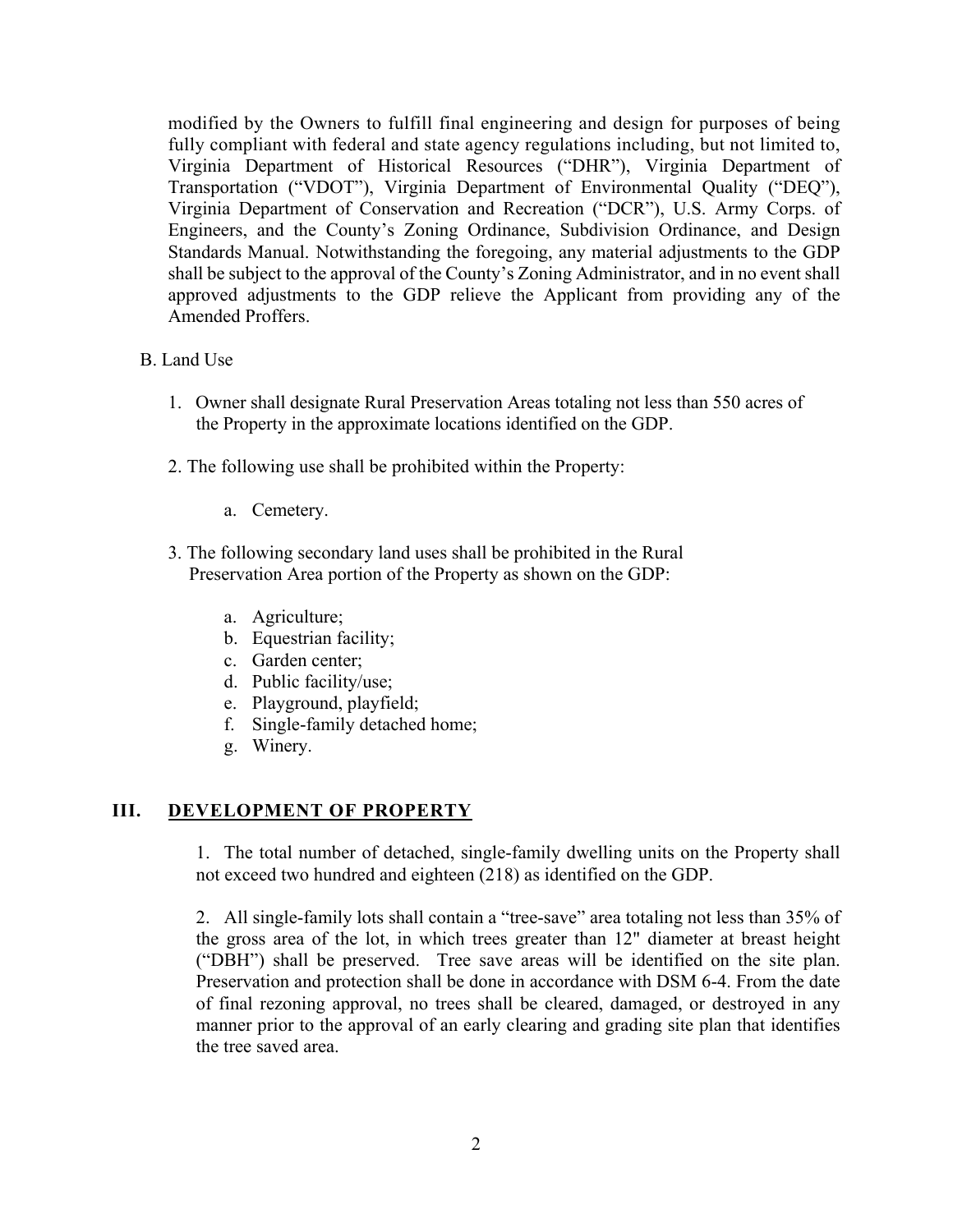modified by the Owners to fulfill final engineering and design for purposes of being fully compliant with federal and state agency regulations including, but not limited to, Virginia Department of Historical Resources ("DHR"), Virginia Department of Transportation ("VDOT"), Virginia Department of Environmental Quality ("DEQ"), Virginia Department of Conservation and Recreation ("DCR"), U.S. Army Corps. of Engineers, and the County's Zoning Ordinance, Subdivision Ordinance, and Design Standards Manual. Notwithstanding the foregoing, any material adjustments to the GDP shall be subject to the approval of the County's Zoning Administrator, and in no event shall approved adjustments to the GDP relieve the Applicant from providing any of the Amended Proffers.

B. Land Use

1. Owner shall designate Rural Preservation Areas totaling not less than 550 acres of the Property in the approximate locations identified on the GDP.

2. The following use shall be prohibited within the Property:

   a. Cemetery.

3. The following secondary land uses shall be prohibited in the Rural Preservation Area portion of the Property as shown on the GDP:

   a. Agriculture;
   b. Equestrian facility;
   c. Garden center;
   d. Public facility/use;
   e. Playground, playfield;
   f. Single-family detached home;
   g. Winery.

## III. DEVELOPMENT OF PROPERTY

1. The total number of detached, single-family dwelling units on the Property shall not exceed two hundred and eighteen (218) as identified on the GDP.

2. All single-family lots shall contain a "tree-save" area totaling not less than 35% of the gross area of the lot, in which trees greater than 12" diameter at breast height ("DBH") shall be preserved. Tree save areas will be identified on the site plan. Preservation and protection shall be done in accordance with DSM 6-4. From the date of final rezoning approval, no trees shall be cleared, damaged, or destroyed in any manner prior to the approval of an early clearing and grading site plan that identifies the tree saved area.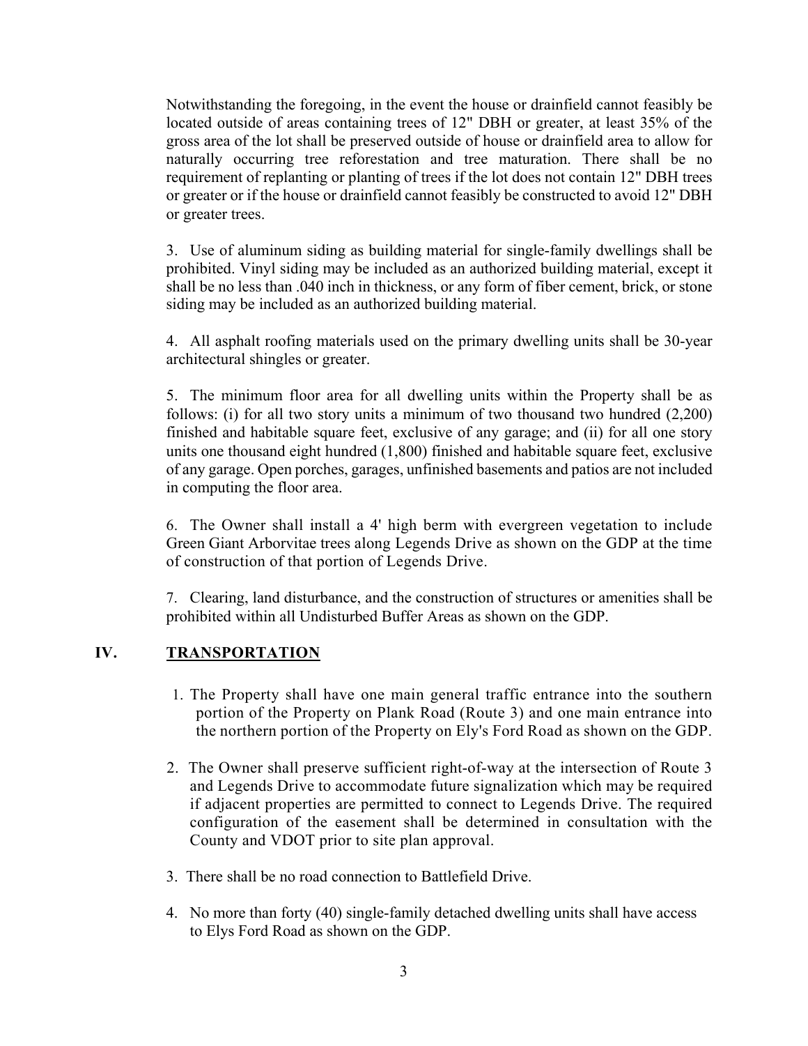Notwithstanding the foregoing, in the event the house or drainfield cannot feasibly be located outside of areas containing trees of 12" DBH or greater, at least 35% of the gross area of the lot shall be preserved outside of house or drainfield area to allow for naturally occurring tree reforestation and tree maturation. There shall be no requirement of replanting or planting of trees if the lot does not contain 12" DBH trees or greater or if the house or drainfield cannot feasibly be constructed to avoid 12" DBH or greater trees.

3. Use of aluminum siding as building material for single-family dwellings shall be prohibited. Vinyl siding may be included as an authorized building material, except it shall be no less than .040 inch in thickness, or any form of fiber cement, brick, or stone siding may be included as an authorized building material.

4. All asphalt roofing materials used on the primary dwelling units shall be 30-year architectural shingles or greater.

5. The minimum floor area for all dwelling units within the Property shall be as follows: (i) for all two story units a minimum of two thousand two hundred (2,200) finished and habitable square feet, exclusive of any garage; and (ii) for all one story units one thousand eight hundred (1,800) finished and habitable square feet, exclusive of any garage. Open porches, garages, unfinished basements and patios are not included in computing the floor area.

6. The Owner shall install a 4' high berm with evergreen vegetation to include Green Giant Arborvitae trees along Legends Drive as shown on the GDP at the time of construction of that portion of Legends Drive.

7. Clearing, land disturbance, and the construction of structures or amenities shall be prohibited within all Undisturbed Buffer Areas as shown on the GDP.

## IV. TRANSPORTATION

1. The Property shall have one main general traffic entrance into the southern portion of the Property on Plank Road (Route 3) and one main entrance into the northern portion of the Property on Ely's Ford Road as shown on the GDP.

2. The Owner shall preserve sufficient right-of-way at the intersection of Route 3 and Legends Drive to accommodate future signalization which may be required if adjacent properties are permitted to connect to Legends Drive. The required configuration of the easement shall be determined in consultation with the County and VDOT prior to site plan approval.

3. There shall be no road connection to Battlefield Drive.

4. No more than forty (40) single-family detached dwelling units shall have access to Elys Ford Road as shown on the GDP.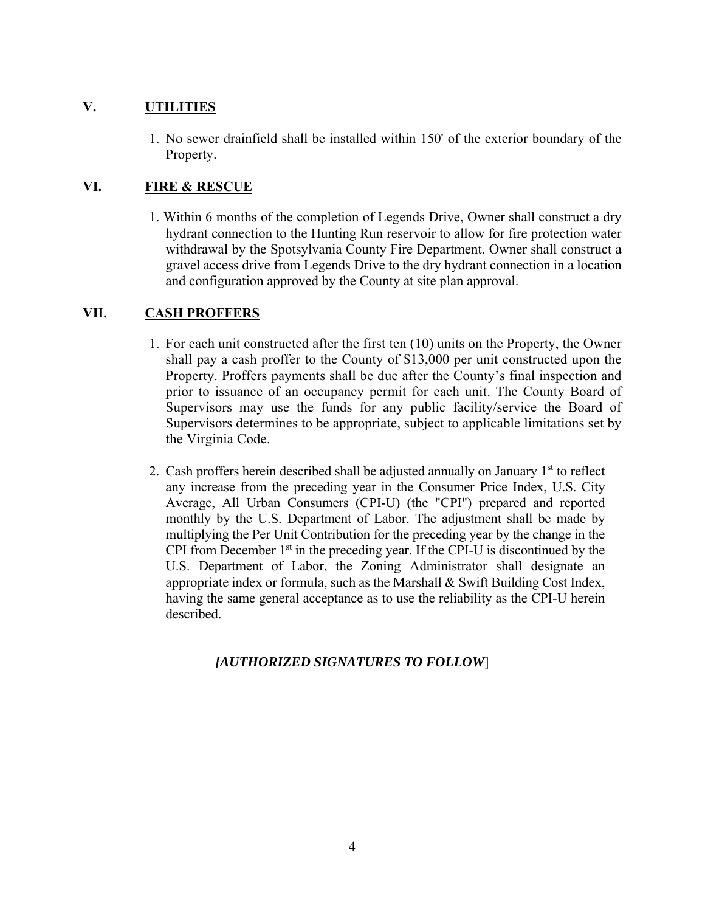## V. UTILITIES

1. No sewer drainfield shall be installed within 150' of the exterior boundary of the Property.

## VI. FIRE & RESCUE

1. Within 6 months of the completion of Legends Drive, Owner shall construct a dry hydrant connection to the Hunting Run reservoir to allow for fire protection water withdrawal by the Spotsylvania County Fire Department. Owner shall construct a gravel access drive from Legends Drive to the dry hydrant connection in a location and configuration approved by the County at site plan approval.

## VII. CASH PROFFERS

1. For each unit constructed after the first ten (10) units on the Property, the Owner shall pay a cash proffer to the County of $13,000 per unit constructed upon the Property. Proffers payments shall be due after the County's final inspection and prior to issuance of an occupancy permit for each unit. The County Board of Supervisors may use the funds for any public facility/service the Board of Supervisors determines to be appropriate, subject to applicable limitations set by the Virginia Code.

2. Cash proffers herein described shall be adjusted annually on January 1st to reflect any increase from the preceding year in the Consumer Price Index, U.S. City Average, All Urban Consumers (CPI-U) (the "CPI") prepared and reported monthly by the U.S. Department of Labor. The adjustment shall be made by multiplying the Per Unit Contribution for the preceding year by the change in the CPI from December 1st in the preceding year. If the CPI-U is discontinued by the U.S. Department of Labor, the Zoning Administrator shall designate an appropriate index or formula, such as the Marshall & Swift Building Cost Index, having the same general acceptance as to use the reliability as the CPI-U herein described.

***[AUTHORIZED SIGNATURES TO FOLLOW]***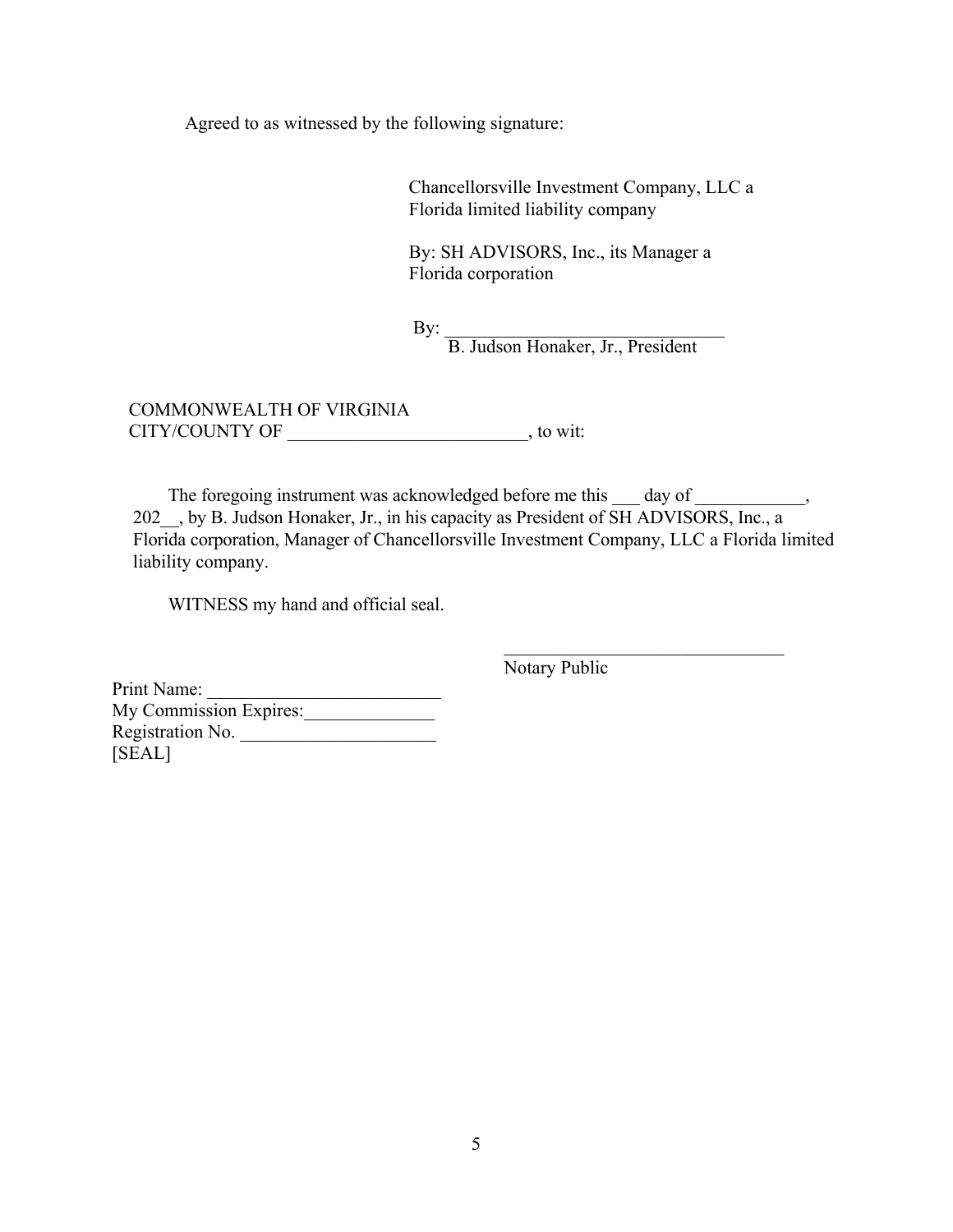Agreed to as witnessed by the following signature:

Chancellorsville Investment Company, LLC a Florida limited liability company

By: SH ADVISORS, Inc., its Manager a Florida corporation

By: ______________________________
B. Judson Honaker, Jr., President

COMMONWEALTH OF VIRGINIA
CITY/COUNTY OF __________________________, to wit:

The foregoing instrument was acknowledged before me this ___ day of ____________, 202__, by B. Judson Honaker, Jr., in his capacity as President of SH ADVISORS, Inc., a Florida corporation, Manager of Chancellorsville Investment Company, LLC a Florida limited liability company.

WITNESS my hand and official seal.

______________________________
Notary Public

Print Name: _________________________
My Commission Expires:______________
Registration No. _____________________
[SEAL]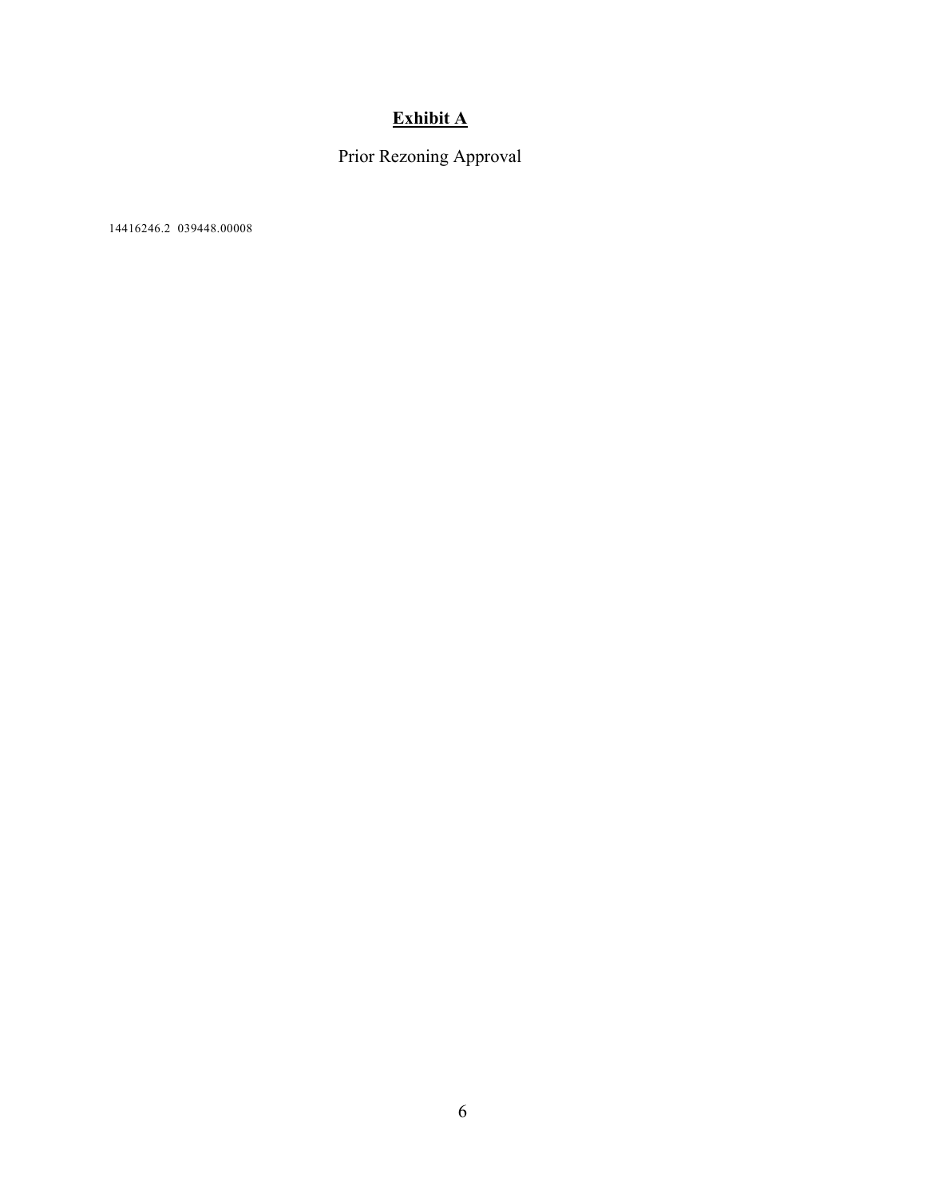# **Exhibit A**

Prior Rezoning Approval

14416246.2 039448.00008